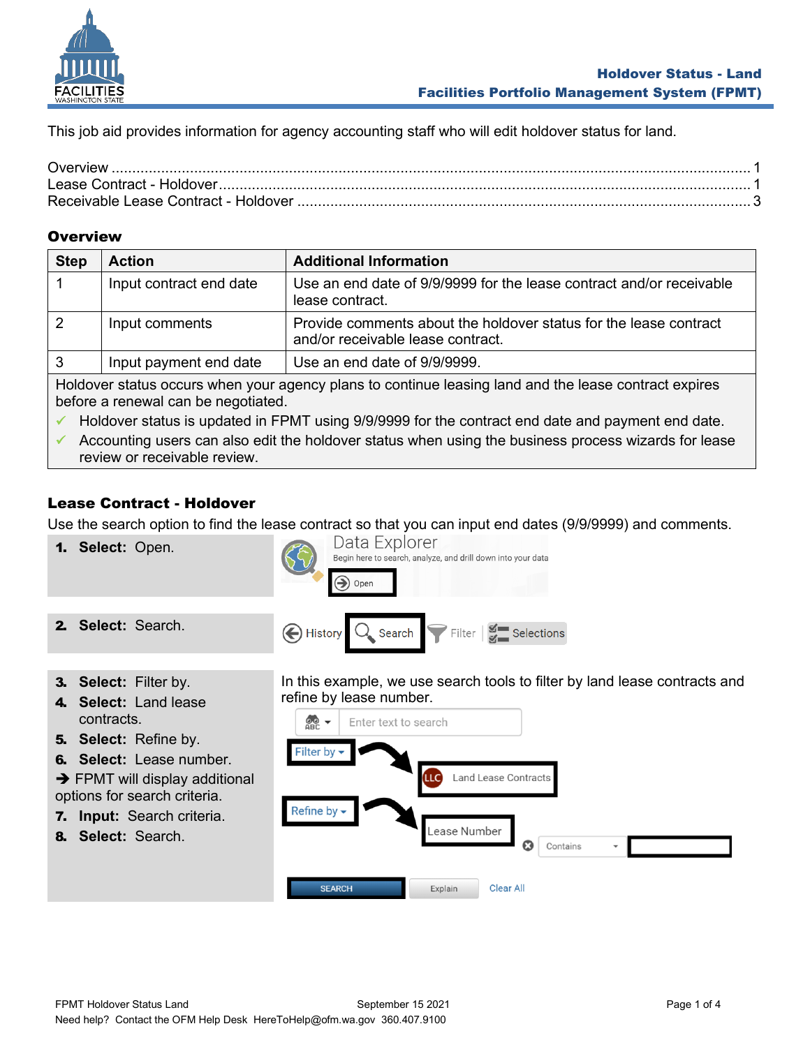This job aid provides information for agency accounting staff who will edit holdover status for land.

Overview ............................................................................................................................................ 1
Lease Contract - Holdover.................................................................................................................. 1
Receivable Lease Contract - Holdover ............................................................................................... 3

## Overview

| Step | Action | Additional Information |
|---|---|---|
| 1 | Input contract end date | Use an end date of 9/9/9999 for the lease contract and/or receivable lease contract. |
| 2 | Input comments | Provide comments about the holdover status for the lease contract and/or receivable lease contract. |
| 3 | Input payment end date | Use an end date of 9/9/9999. |

Holdover status occurs when your agency plans to continue leasing land and the lease contract expires before a renewal can be negotiated.

- ✓ Holdover status is updated in FPMT using 9/9/9999 for the contract end date and payment end date.
- ✓ Accounting users can also edit the holdover status when using the business process wizards for lease review or receivable review.

## Lease Contract - Holdover

Use the search option to find the lease contract so that you can input end dates (9/9/9999) and comments.

1. **Select:** Open.

Data Explorer
Begin here to search, analyze, and drill down into your data
Open

2. **Select:** Search.

History | Search | Filter | Selections

3. **Select:** Filter by.
4. **Select:** Land lease contracts.
5. **Select:** Refine by.
6. **Select:** Lease number.

➔ FPMT will display additional options for search criteria.

7. **Input:** Search criteria.
8. **Select:** Search.

In this example, we use search tools to filter by land lease contracts and refine by lease number.

Enter text to search
Filter by → Land Lease Contracts
Refine by → Lease Number | Contains
SEARCH | Explain | Clear All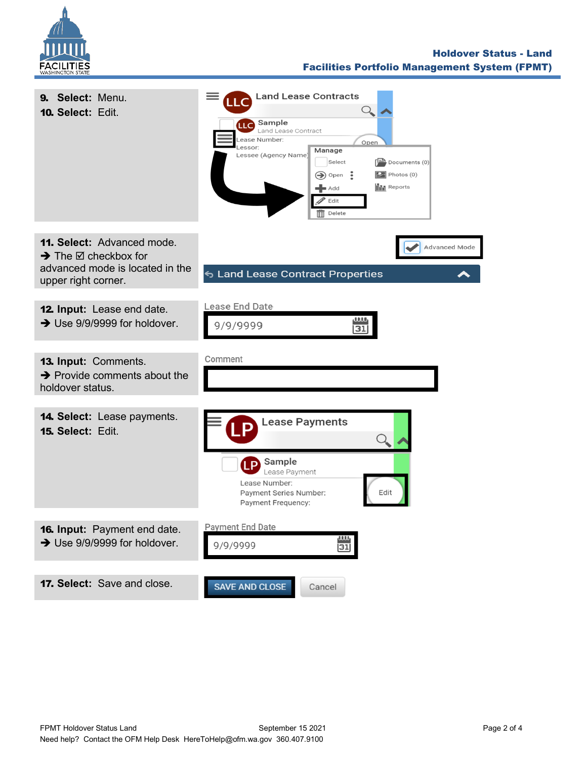**9. Select:** Menu.

**10. Select:** Edit.

**11. Select:** Advanced mode.
➔ The ☑ checkbox for advanced mode is located in the upper right corner.

**12. Input:** Lease end date.
➔ Use 9/9/9999 for holdover.

**13. Input:** Comments.
➔ Provide comments about the holdover status.

**14. Select:** Lease payments.

**15. Select:** Edit.

**16. Input:** Payment end date.
➔ Use 9/9/9999 for holdover.

**17. Select:** Save and close.

FPMT Holdover Status Land — September 15 2021

Need help? Contact the OFM Help Desk HereToHelp@ofm.wa.gov 360.407.9100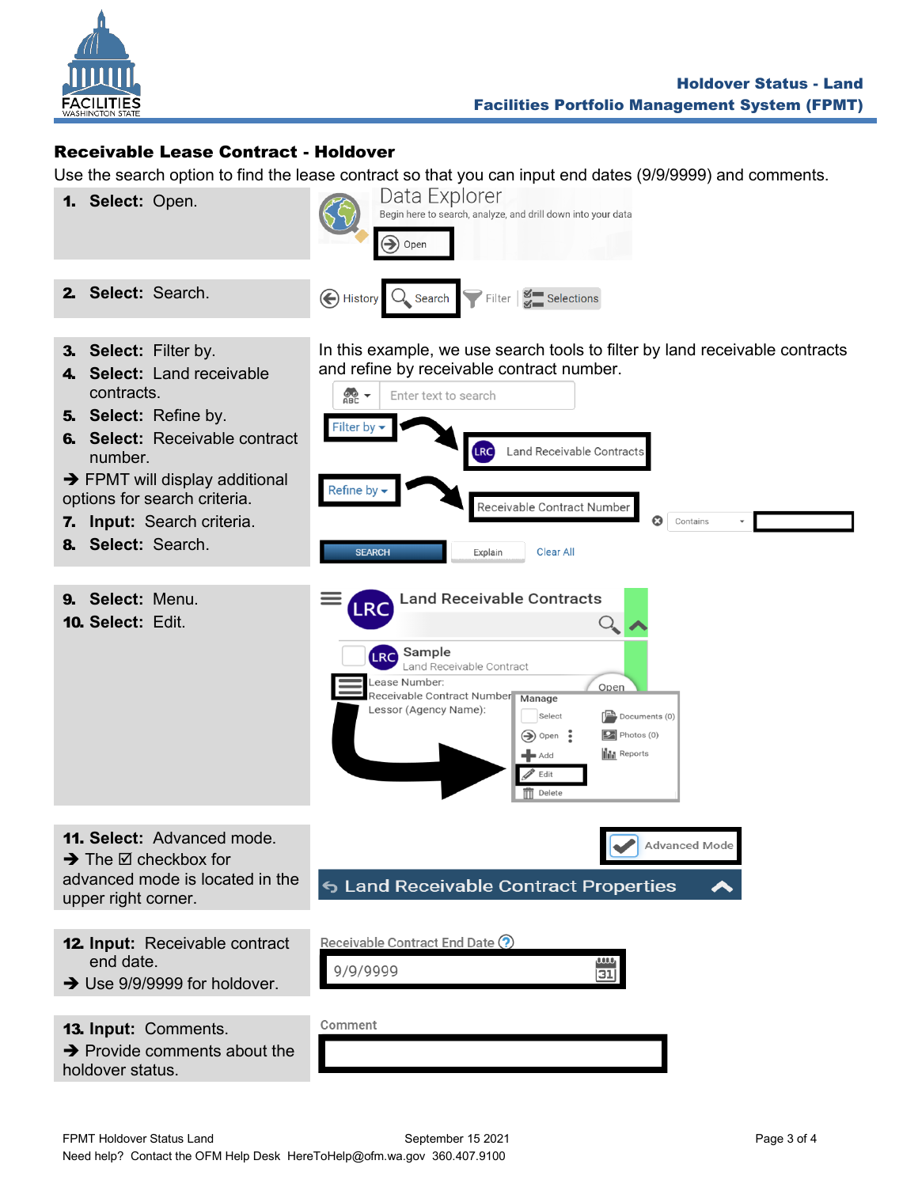## Receivable Lease Contract - Holdover

Use the search option to find the lease contract so that you can input end dates (9/9/9999) and comments.

1. **Select:** Open.

   Data Explorer
   Begin here to search, analyze, and drill down into your data
   Open

2. **Select:** Search.

   History | Search | Filter | Selections

3. **Select:** Filter by.
4. **Select:** Land receivable contracts.
5. **Select:** Refine by.
6. **Select:** Receivable contract number.

   ➔ FPMT will display additional options for search criteria.

7. **Input:** Search criteria.
8. **Select:** Search.

   In this example, we use search tools to filter by land receivable contracts and refine by receivable contract number.

   Enter text to search
   Filter by ➔ LRC Land Receivable Contracts
   Refine by ➔ Receivable Contract Number | Contains
   SEARCH | Explain | Clear All

9. **Select:** Menu.
10. **Select:** Edit.

    LRC Land Receivable Contracts
    LRC Sample – Land Receivable Contract
    Lease Number:
    Receivable Contract Number
    Lessor (Agency Name):
    Manage: Select | Open | Add | Edit | Delete | Documents (0) | Photos (0) | Reports

11. **Select:** Advanced mode.

    ➔ The ☑ checkbox for advanced mode is located in the upper right corner.

    Advanced Mode
    Land Receivable Contract Properties

12. **Input:** Receivable contract end date.

    ➔ Use 9/9/9999 for holdover.

    Receivable Contract End Date: 9/9/9999

13. **Input:** Comments.

    ➔ Provide comments about the holdover status.

    Comment

FPMT Holdover Status Land | September 15 2021

Need help? Contact the OFM Help Desk HereToHelp@ofm.wa.gov 360.407.9100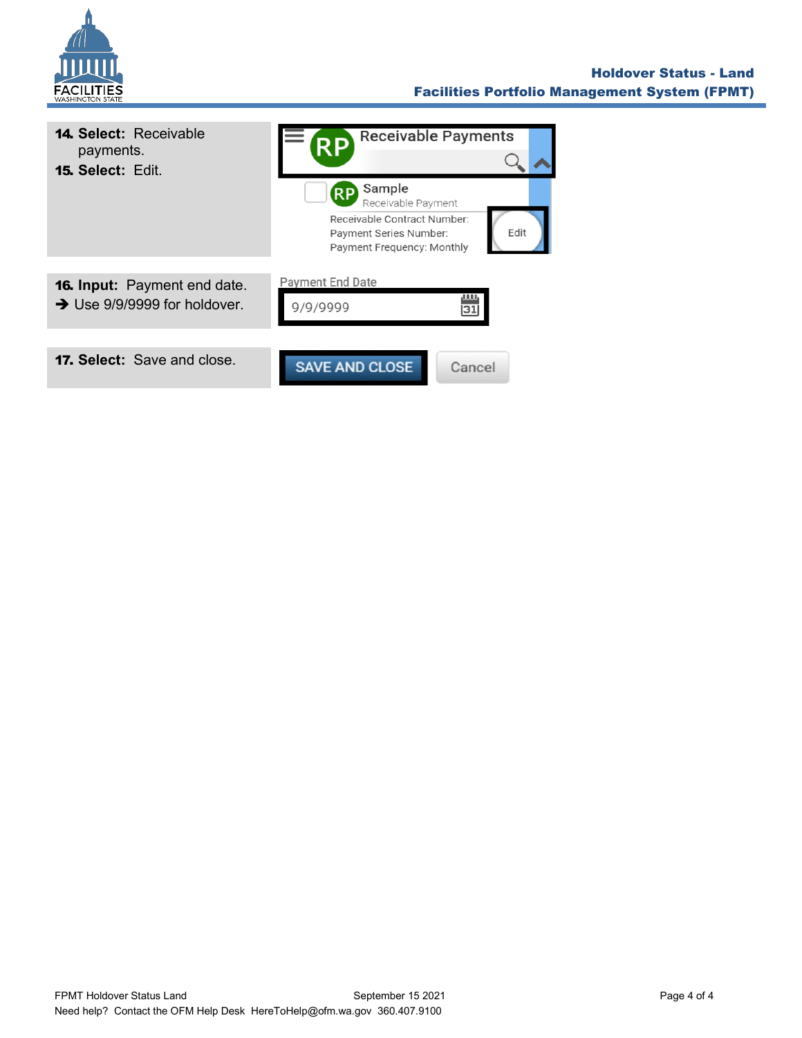**14. Select:** Receivable payments.

**15. Select:** Edit.

Receivable Payments

Sample
Receivable Payment
Receivable Contract Number:
Payment Series Number:
Payment Frequency: Monthly

Edit

**16. Input:** Payment end date.

➔ Use 9/9/9999 for holdover.

Payment End Date

9/9/9999

**17. Select:** Save and close.

SAVE AND CLOSE    Cancel